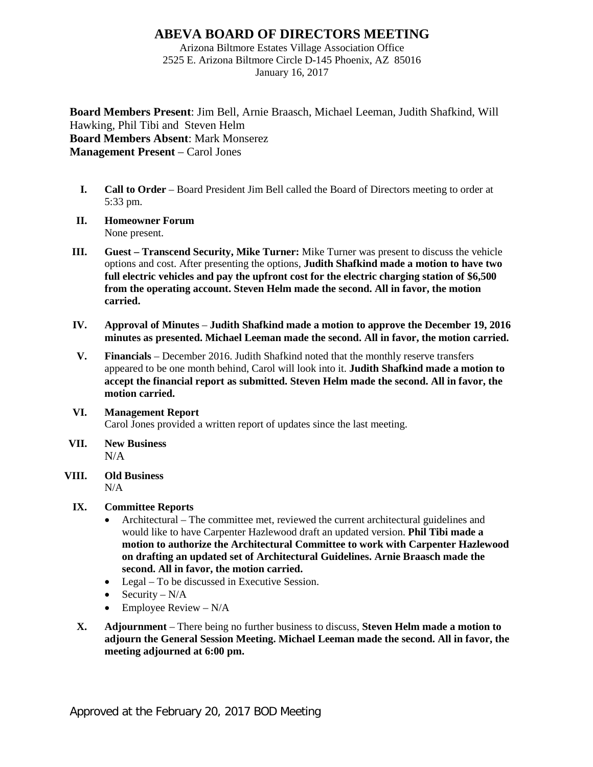# ABEVA BOARD OF DIRECTORS MEETING

Arizona Biltmore Estates Village Association Office
2525 E. Arizona Biltmore Circle D-145 Phoenix, AZ 85016
January 16, 2017

**Board Members Present**: Jim Bell, Arnie Braasch, Michael Leeman, Judith Shafkind, Will Hawking, Phil Tibi and Steven Helm
**Board Members Absent**: Mark Monserez
**Management Present** – Carol Jones

I. **Call to Order** – Board President Jim Bell called the Board of Directors meeting to order at 5:33 pm.

II. **Homeowner Forum**
None present.

III. **Guest – Transcend Security, Mike Turner:** Mike Turner was present to discuss the vehicle options and cost. After presenting the options, **Judith Shafkind made a motion to have two full electric vehicles and pay the upfront cost for the electric charging station of $6,500 from the operating account. Steven Helm made the second. All in favor, the motion carried.**

IV. **Approval of Minutes** – **Judith Shafkind made a motion to approve the December 19, 2016 minutes as presented. Michael Leeman made the second. All in favor, the motion carried.**

V. **Financials** – December 2016. Judith Shafkind noted that the monthly reserve transfers appeared to be one month behind, Carol will look into it. **Judith Shafkind made a motion to accept the financial report as submitted. Steven Helm made the second. All in favor, the motion carried.**

VI. **Management Report**
Carol Jones provided a written report of updates since the last meeting.

VII. **New Business**
N/A

VIII. **Old Business**
N/A

IX. **Committee Reports**
- Architectural – The committee met, reviewed the current architectural guidelines and would like to have Carpenter Hazlewood draft an updated version. **Phil Tibi made a motion to authorize the Architectural Committee to work with Carpenter Hazlewood on drafting an updated set of Architectural Guidelines. Arnie Braasch made the second. All in favor, the motion carried.**
- Legal – To be discussed in Executive Session.
- Security – N/A
- Employee Review – N/A

X. **Adjournment** – There being no further business to discuss, **Steven Helm made a motion to adjourn the General Session Meeting. Michael Leeman made the second. All in favor, the meeting adjourned at 6:00 pm.**

Approved at the February 20, 2017 BOD Meeting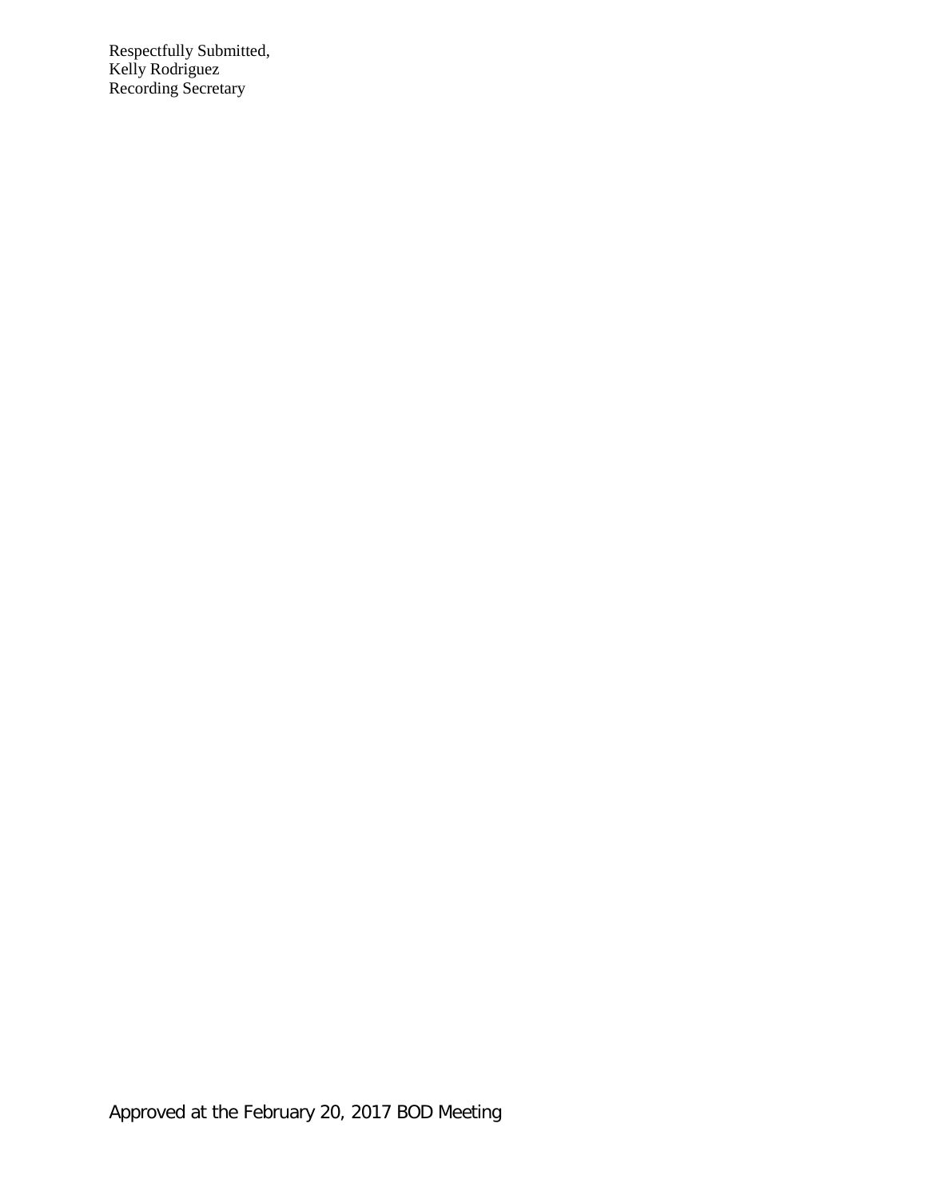Respectfully Submitted,
Kelly Rodriguez
Recording Secretary

Approved at the February 20, 2017 BOD Meeting